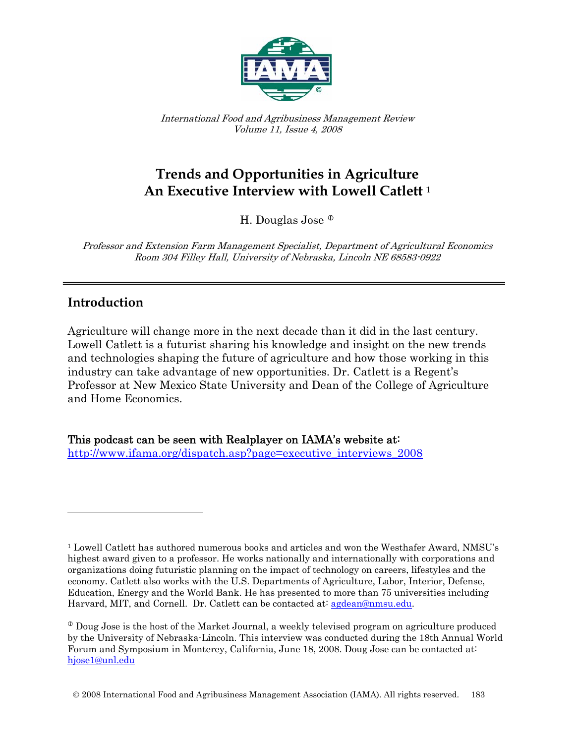*International Food and Agribusiness Management Review*
*Volume 11, Issue 4, 2008*

# Trends and Opportunities in Agriculture An Executive Interview with Lowell Catlett [1]

H. Douglas Jose [ⓘ]

*Professor and Extension Farm Management Specialist, Department of Agricultural Economics Room 304 Filley Hall, University of Nebraska, Lincoln NE 68583-0922*

---

## Introduction

Agriculture will change more in the next decade than it did in the last century. Lowell Catlett is a futurist sharing his knowledge and insight on the new trends and technologies shaping the future of agriculture and how those working in this industry can take advantage of new opportunities. Dr. Catlett is a Regent's Professor at New Mexico State University and Dean of the College of Agriculture and Home Economics.

**This podcast can be seen with Realplayer on IAMA's website at:**
http://www.ifama.org/dispatch.asp?page=executive_interviews_2008

---

[1] Lowell Catlett has authored numerous books and articles and won the Westhafer Award, NMSU's highest award given to a professor. He works nationally and internationally with corporations and organizations doing futuristic planning on the impact of technology on careers, lifestyles and the economy. Catlett also works with the U.S. Departments of Agriculture, Labor, Interior, Defense, Education, Energy and the World Bank. He has presented to more than 75 universities including Harvard, MIT, and Cornell. Dr. Catlett can be contacted at: agdean@nmsu.edu.

[ⓘ] Doug Jose is the host of the Market Journal, a weekly televised program on agriculture produced by the University of Nebraska-Lincoln. This interview was conducted during the 18th Annual World Forum and Symposium in Monterey, California, June 18, 2008. Doug Jose can be contacted at: hjose1@unl.edu

© 2008 International Food and Agribusiness Management Association (IAMA). All rights reserved.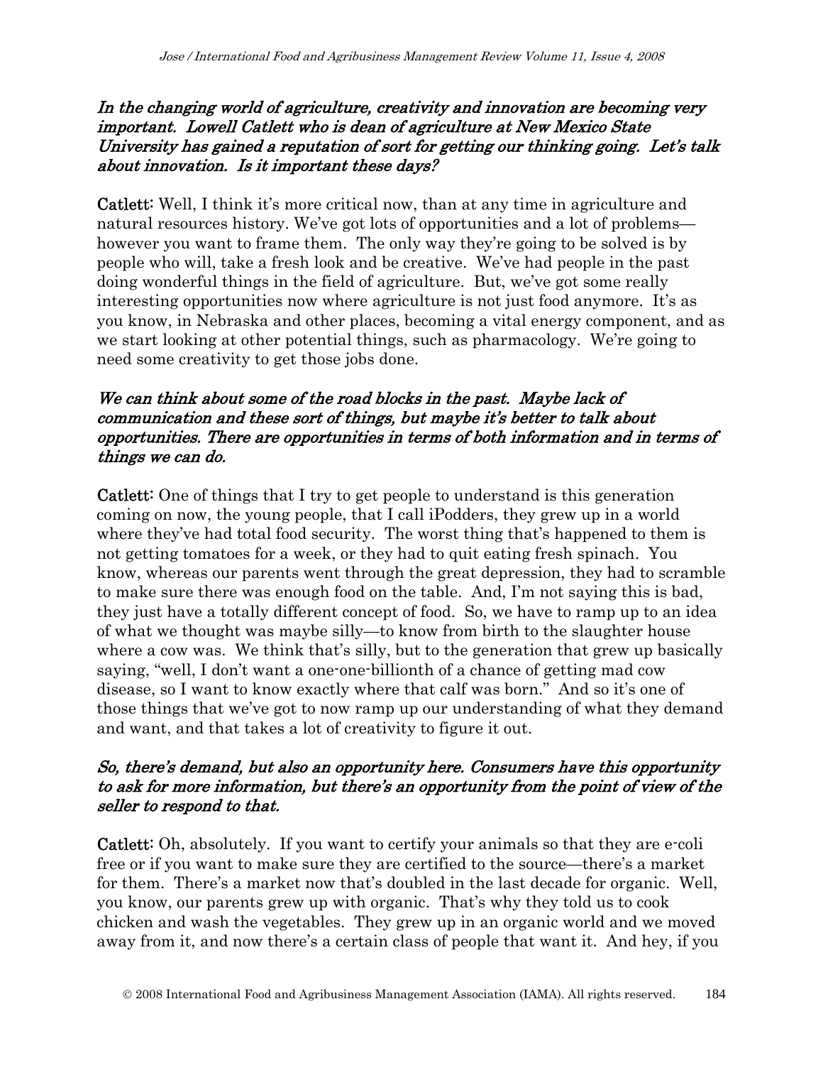***In the changing world of agriculture, creativity and innovation are becoming very important. Lowell Catlett who is dean of agriculture at New Mexico State University has gained a reputation of sort for getting our thinking going. Let's talk about innovation. Is it important these days?***

**Catlett:** Well, I think it's more critical now, than at any time in agriculture and natural resources history. We've got lots of opportunities and a lot of problems—however you want to frame them. The only way they're going to be solved is by people who will, take a fresh look and be creative. We've had people in the past doing wonderful things in the field of agriculture. But, we've got some really interesting opportunities now where agriculture is not just food anymore. It's as you know, in Nebraska and other places, becoming a vital energy component, and as we start looking at other potential things, such as pharmacology. We're going to need some creativity to get those jobs done.

***We can think about some of the road blocks in the past. Maybe lack of communication and these sort of things, but maybe it's better to talk about opportunities. There are opportunities in terms of both information and in terms of things we can do.***

**Catlett:** One of things that I try to get people to understand is this generation coming on now, the young people, that I call iPodders, they grew up in a world where they've had total food security. The worst thing that's happened to them is not getting tomatoes for a week, or they had to quit eating fresh spinach. You know, whereas our parents went through the great depression, they had to scramble to make sure there was enough food on the table. And, I'm not saying this is bad, they just have a totally different concept of food. So, we have to ramp up to an idea of what we thought was maybe silly—to know from birth to the slaughter house where a cow was. We think that's silly, but to the generation that grew up basically saying, "well, I don't want a one-one-billionth of a chance of getting mad cow disease, so I want to know exactly where that calf was born." And so it's one of those things that we've got to now ramp up our understanding of what they demand and want, and that takes a lot of creativity to figure it out.

***So, there's demand, but also an opportunity here. Consumers have this opportunity to ask for more information, but there's an opportunity from the point of view of the seller to respond to that.***

**Catlett:** Oh, absolutely. If you want to certify your animals so that they are e-coli free or if you want to make sure they are certified to the source—there's a market for them. There's a market now that's doubled in the last decade for organic. Well, you know, our parents grew up with organic. That's why they told us to cook chicken and wash the vegetables. They grew up in an organic world and we moved away from it, and now there's a certain class of people that want it. And hey, if you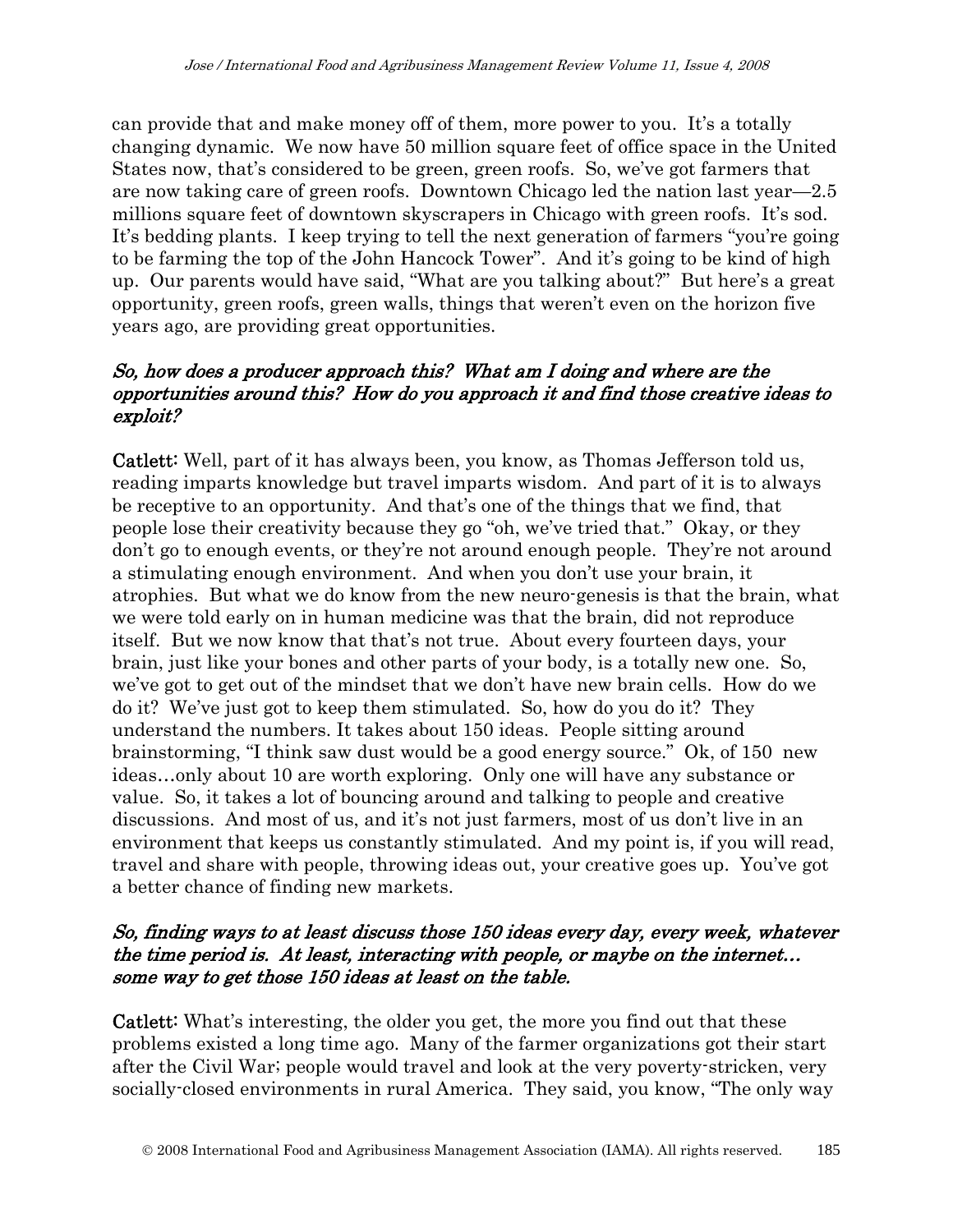can provide that and make money off of them, more power to you. It's a totally changing dynamic. We now have 50 million square feet of office space in the United States now, that's considered to be green, green roofs. So, we've got farmers that are now taking care of green roofs. Downtown Chicago led the nation last year—2.5 millions square feet of downtown skyscrapers in Chicago with green roofs. It's sod. It's bedding plants. I keep trying to tell the next generation of farmers "you're going to be farming the top of the John Hancock Tower". And it's going to be kind of high up. Our parents would have said, "What are you talking about?" But here's a great opportunity, green roofs, green walls, things that weren't even on the horizon five years ago, are providing great opportunities.

***So, how does a producer approach this? What am I doing and where are the opportunities around this? How do you approach it and find those creative ideas to exploit?***

**Catlett:** Well, part of it has always been, you know, as Thomas Jefferson told us, reading imparts knowledge but travel imparts wisdom. And part of it is to always be receptive to an opportunity. And that's one of the things that we find, that people lose their creativity because they go "oh, we've tried that." Okay, or they don't go to enough events, or they're not around enough people. They're not around a stimulating enough environment. And when you don't use your brain, it atrophies. But what we do know from the new neuro-genesis is that the brain, what we were told early on in human medicine was that the brain, did not reproduce itself. But we now know that that's not true. About every fourteen days, your brain, just like your bones and other parts of your body, is a totally new one. So, we've got to get out of the mindset that we don't have new brain cells. How do we do it? We've just got to keep them stimulated. So, how do you do it? They understand the numbers. It takes about 150 ideas. People sitting around brainstorming, "I think saw dust would be a good energy source." Ok, of 150 new ideas…only about 10 are worth exploring. Only one will have any substance or value. So, it takes a lot of bouncing around and talking to people and creative discussions. And most of us, and it's not just farmers, most of us don't live in an environment that keeps us constantly stimulated. And my point is, if you will read, travel and share with people, throwing ideas out, your creative goes up. You've got a better chance of finding new markets.

***So, finding ways to at least discuss those 150 ideas every day, every week, whatever the time period is. At least, interacting with people, or maybe on the internet… some way to get those 150 ideas at least on the table.***

**Catlett:** What's interesting, the older you get, the more you find out that these problems existed a long time ago. Many of the farmer organizations got their start after the Civil War; people would travel and look at the very poverty-stricken, very socially-closed environments in rural America. They said, you know, "The only way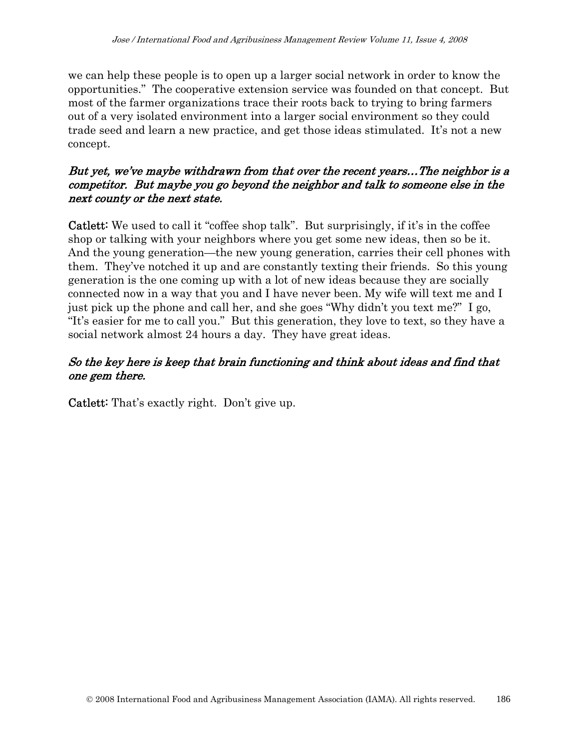we can help these people is to open up a larger social network in order to know the opportunities." The cooperative extension service was founded on that concept. But most of the farmer organizations trace their roots back to trying to bring farmers out of a very isolated environment into a larger social environment so they could trade seed and learn a new practice, and get those ideas stimulated. It's not a new concept.

***But yet, we've maybe withdrawn from that over the recent years…The neighbor is a competitor. But maybe you go beyond the neighbor and talk to someone else in the next county or the next state.***

**Catlett:** We used to call it "coffee shop talk". But surprisingly, if it's in the coffee shop or talking with your neighbors where you get some new ideas, then so be it. And the young generation—the new young generation, carries their cell phones with them. They've notched it up and are constantly texting their friends. So this young generation is the one coming up with a lot of new ideas because they are socially connected now in a way that you and I have never been. My wife will text me and I just pick up the phone and call her, and she goes "Why didn't you text me?" I go, "It's easier for me to call you." But this generation, they love to text, so they have a social network almost 24 hours a day. They have great ideas.

***So the key here is keep that brain functioning and think about ideas and find that one gem there.***

**Catlett:** That's exactly right. Don't give up.